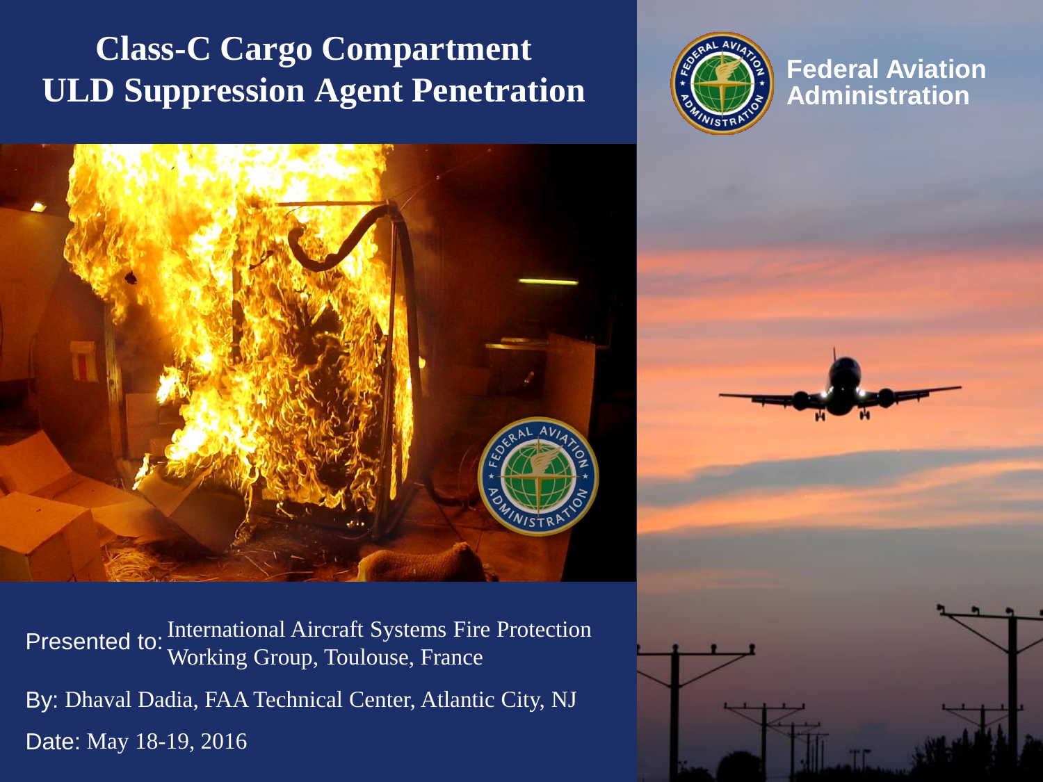# Class-C Cargo Compartment ULD Suppression Agent Penetration

Federal Aviation Administration

Presented to: International Aircraft Systems Fire Protection Working Group, Toulouse, France

By: Dhaval Dadia, FAA Technical Center, Atlantic City, NJ

Date: May 18-19, 2016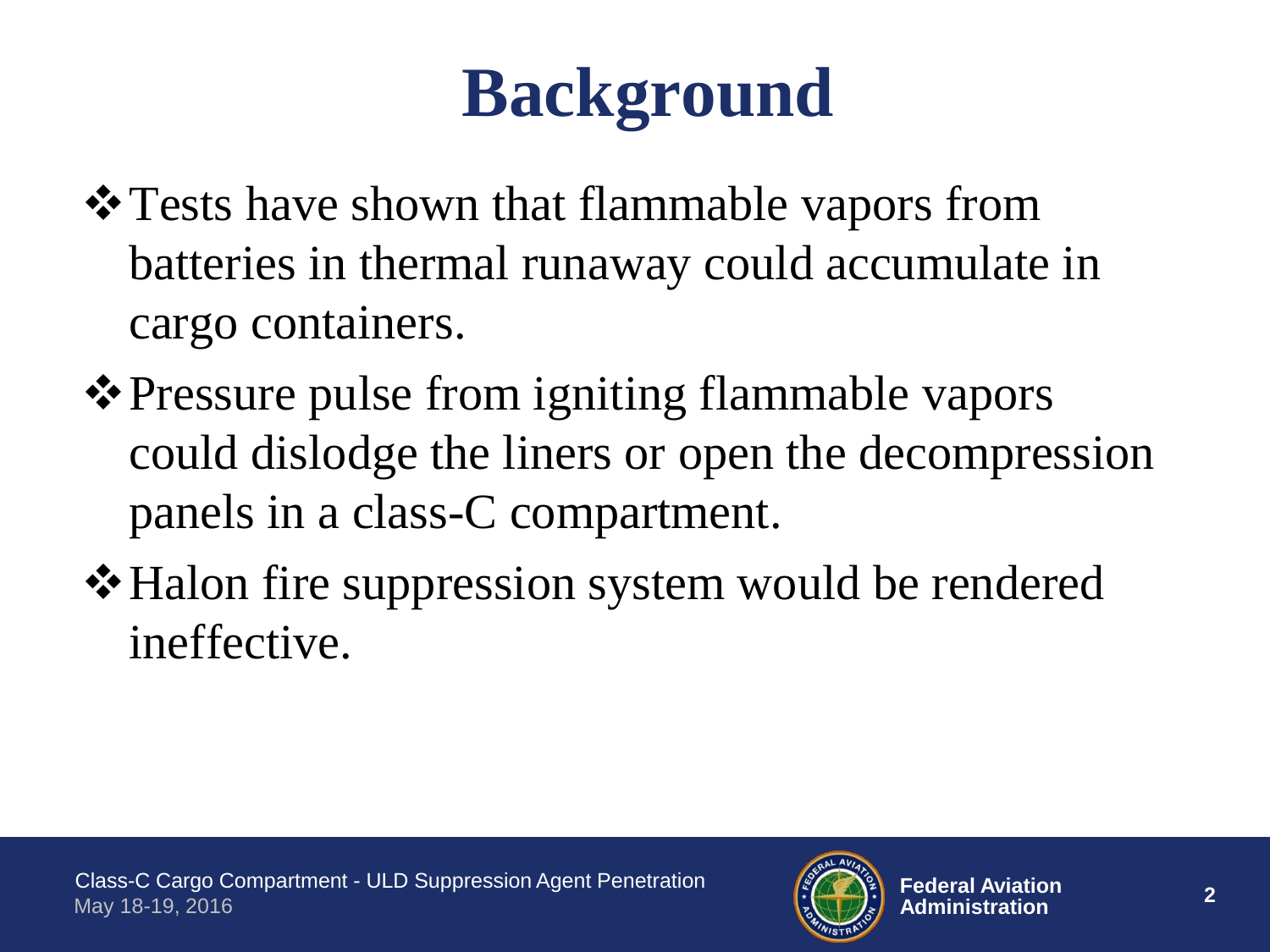# Background

- Tests have shown that flammable vapors from batteries in thermal runaway could accumulate in cargo containers.
- Pressure pulse from igniting flammable vapors could dislodge the liners or open the decompression panels in a class-C compartment.
- Halon fire suppression system would be rendered ineffective.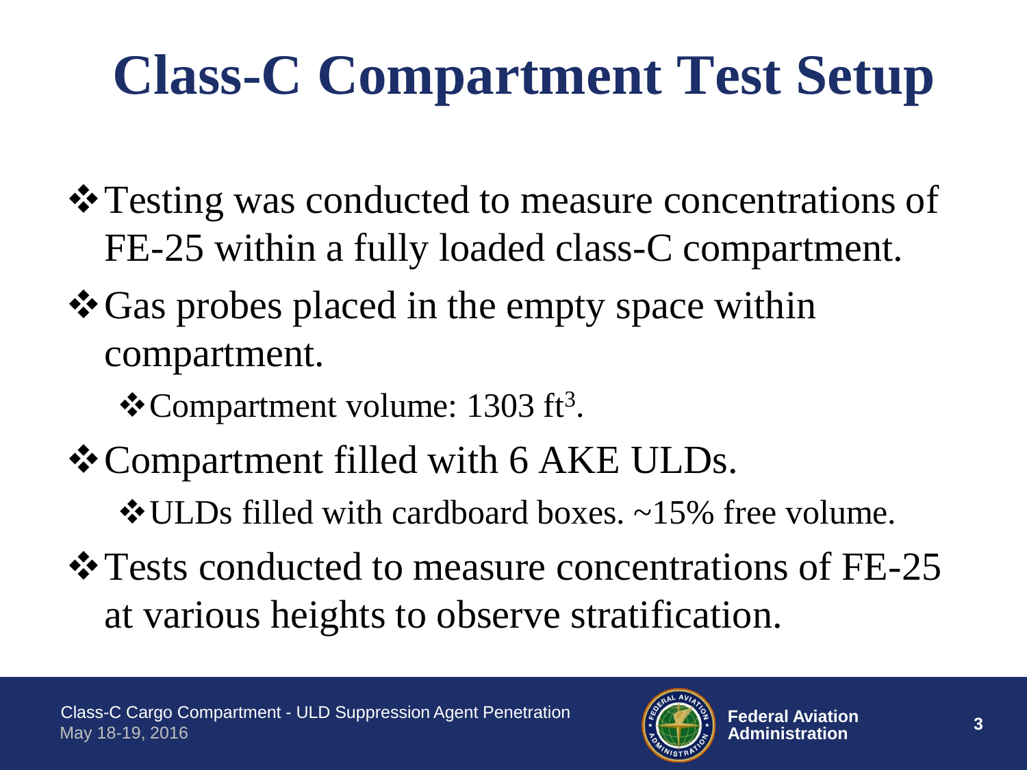# Class-C Compartment Test Setup

- Testing was conducted to measure concentrations of FE-25 within a fully loaded class-C compartment.
- Gas probes placed in the empty space within compartment.
  - Compartment volume: 1303 $ft^3$.
- Compartment filled with 6 AKE ULDs.
  - ULDs filled with cardboard boxes. ~15% free volume.
- Tests conducted to measure concentrations of FE-25 at various heights to observe stratification.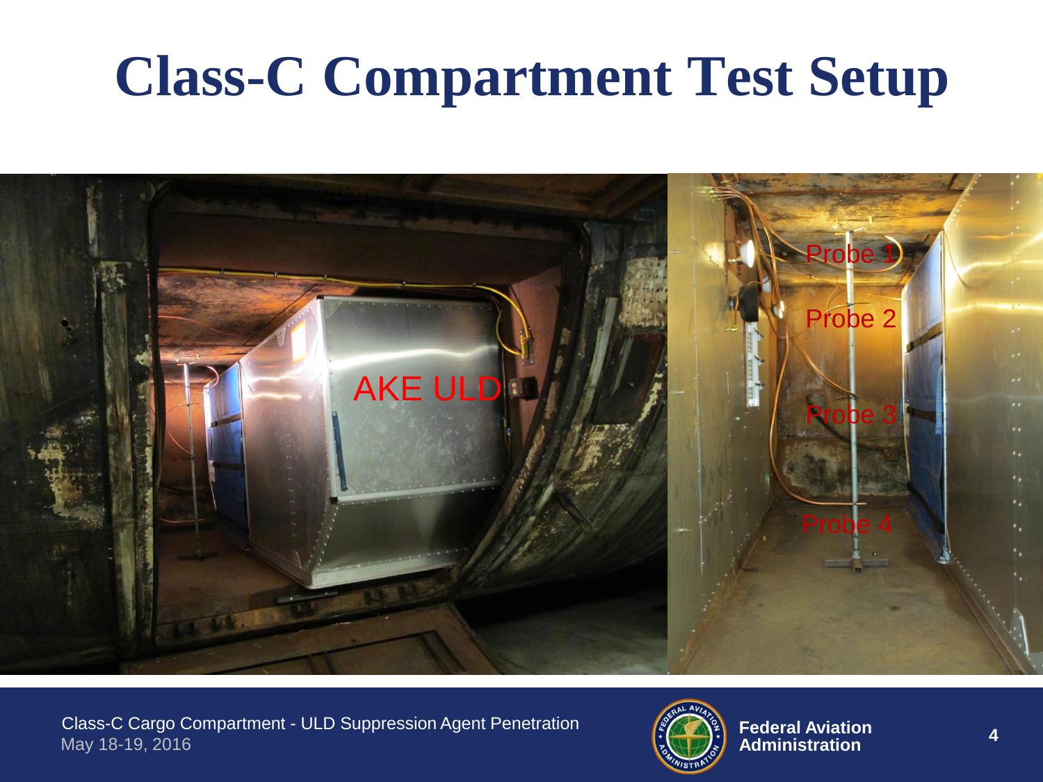# Class-C Compartment Test Setup

AKE ULD

Probe 1

Probe 2

Probe 3

Probe 4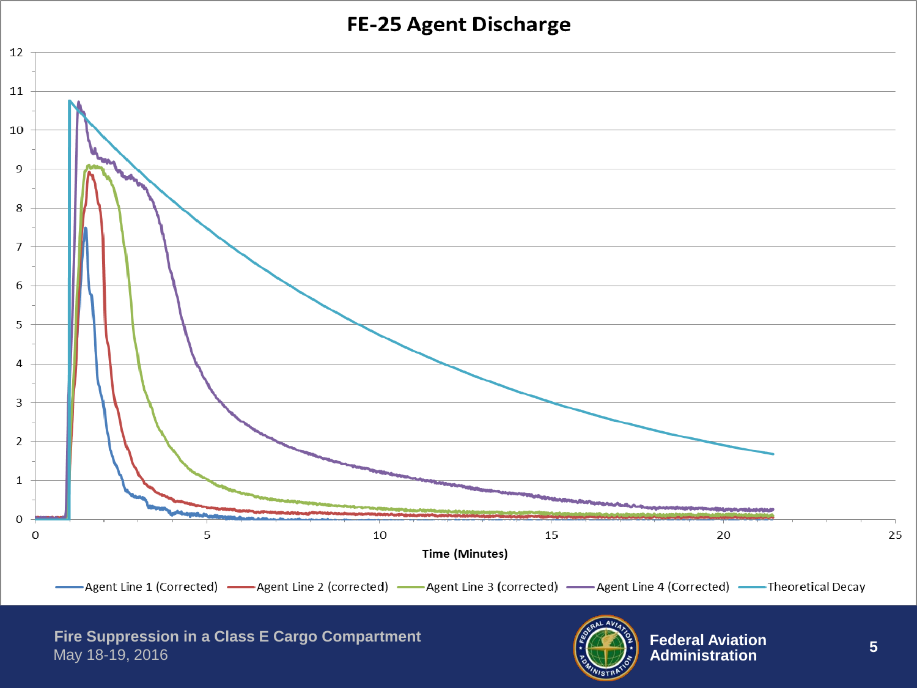# FE-25 Agent Discharge

12
11
10
9
8
7
6
5
4
3
2
1
0

0 5 10 15 20 25

Time (Minutes)

Agent Line 1 (Corrected) | Agent Line 2 (corrected) | Agent Line 3 (corrected) | Agent Line 4 (Corrected) | Theoretical Decay

Fire Suppression in a Class E Cargo Compartment
May 18-19, 2016

Federal Aviation Administration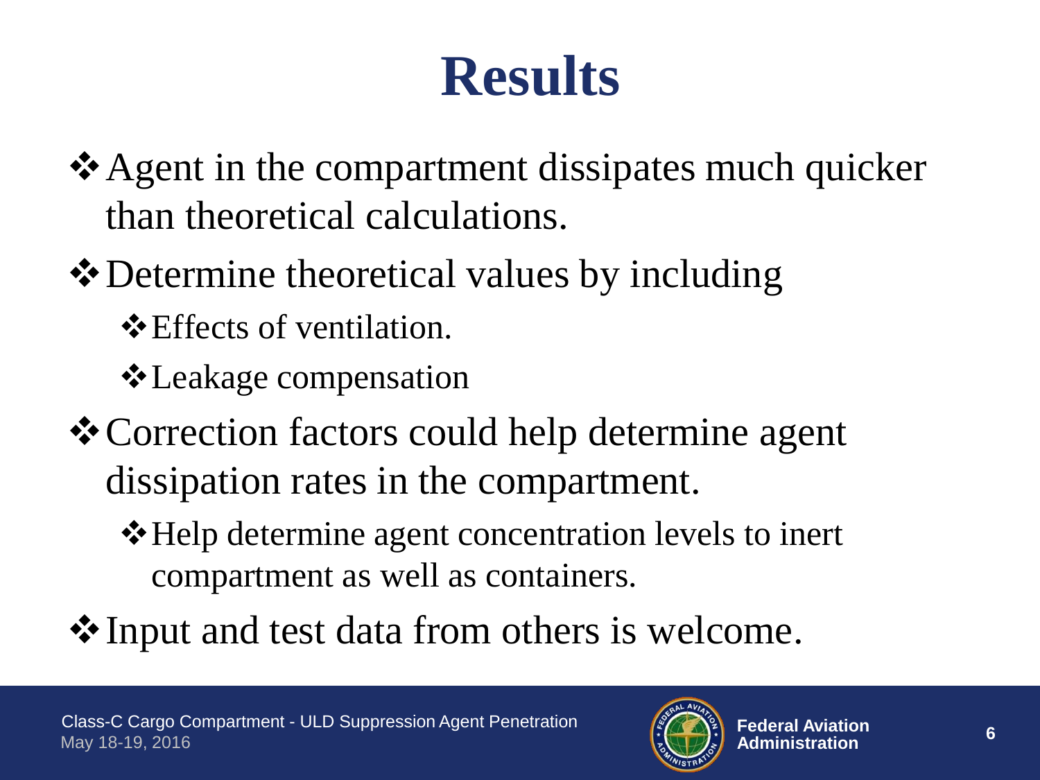# Results

- Agent in the compartment dissipates much quicker than theoretical calculations.
- Determine theoretical values by including
  - Effects of ventilation.
  - Leakage compensation
- Correction factors could help determine agent dissipation rates in the compartment.
  - Help determine agent concentration levels to inert compartment as well as containers.
- Input and test data from others is welcome.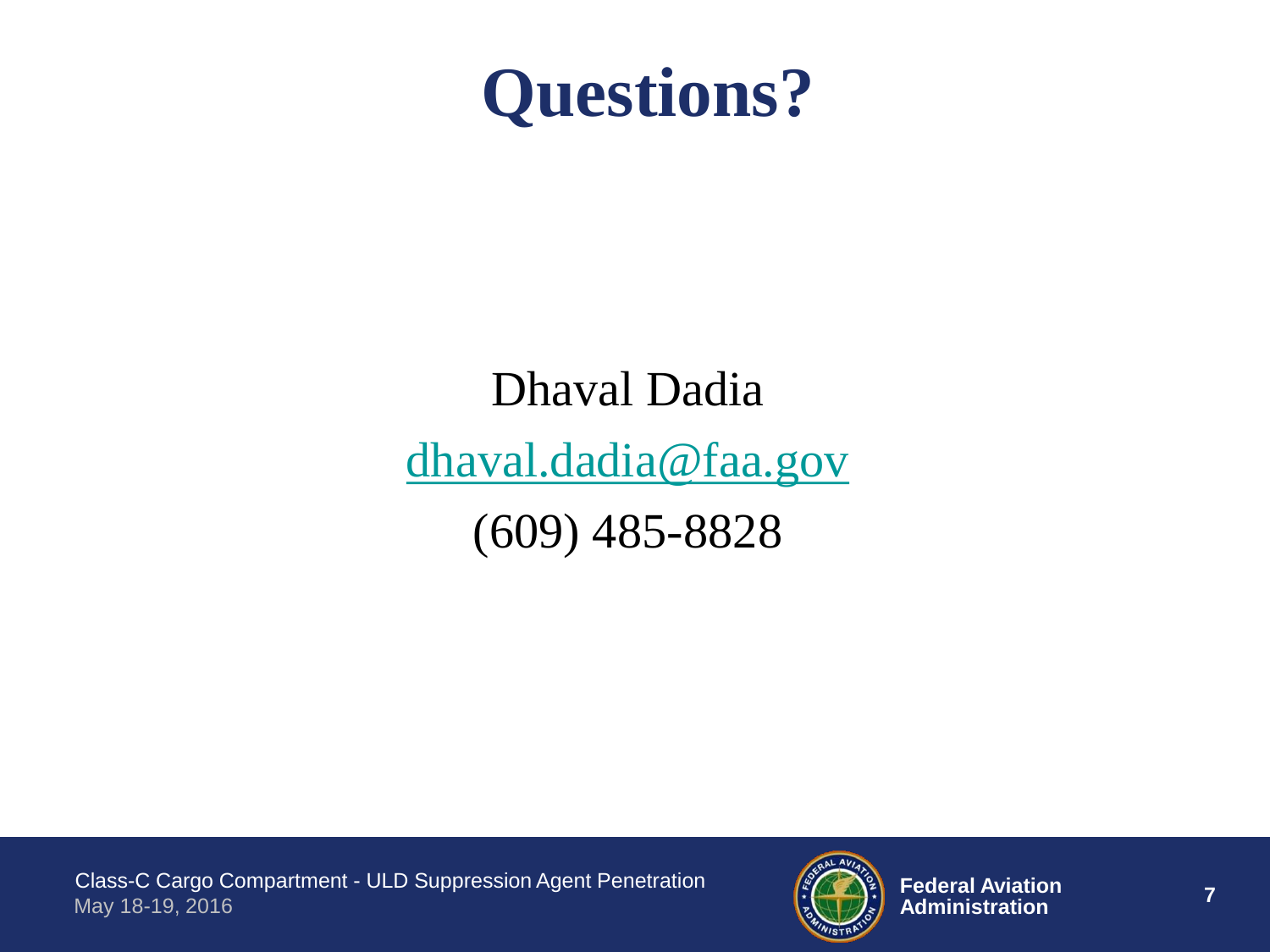# Questions?

Dhaval Dadia

dhaval.dadia@faa.gov

(609) 485-8828